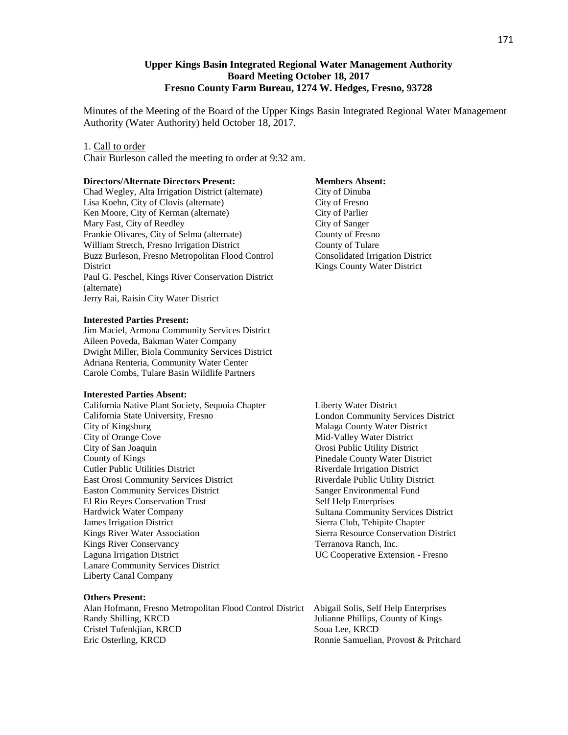**Upper Kings Basin Integrated Regional Water Management Authority**
**Board Meeting October 18, 2017**
**Fresno County Farm Bureau, 1274 W. Hedges, Fresno, 93728**

Minutes of the Meeting of the Board of the Upper Kings Basin Integrated Regional Water Management Authority (Water Authority) held October 18, 2017.

1. Call to order

Chair Burleson called the meeting to order at 9:32 am.

**Directors/Alternate Directors Present:**

Chad Wegley, Alta Irrigation District (alternate)
Lisa Koehn, City of Clovis (alternate)
Ken Moore, City of Kerman (alternate)
Mary Fast, City of Reedley
Frankie Olivares, City of Selma (alternate)
William Stretch, Fresno Irrigation District
Buzz Burleson, Fresno Metropolitan Flood Control District
Paul G. Peschel, Kings River Conservation District (alternate)
Jerry Rai, Raisin City Water District

**Members Absent:**

City of Dinuba
City of Fresno
City of Parlier
City of Sanger
County of Fresno
County of Tulare
Consolidated Irrigation District
Kings County Water District

**Interested Parties Present:**

Jim Maciel, Armona Community Services District
Aileen Poveda, Bakman Water Company
Dwight Miller, Biola Community Services District
Adriana Renteria, Community Water Center
Carole Combs, Tulare Basin Wildlife Partners

**Interested Parties Absent:**

California Native Plant Society, Sequoia Chapter
California State University, Fresno
City of Kingsburg
City of Orange Cove
City of San Joaquin
County of Kings
Cutler Public Utilities District
East Orosi Community Services District
Easton Community Services District
El Rio Reyes Conservation Trust
Hardwick Water Company
James Irrigation District
Kings River Water Association
Kings River Conservancy
Laguna Irrigation District
Lanare Community Services District
Liberty Canal Company
Liberty Water District
London Community Services District
Malaga County Water District
Mid-Valley Water District
Orosi Public Utility District
Pinedale County Water District
Riverdale Irrigation District
Riverdale Public Utility District
Sanger Environmental Fund
Self Help Enterprises
Sultana Community Services District
Sierra Club, Tehipite Chapter
Sierra Resource Conservation District
Terranova Ranch, Inc.
UC Cooperative Extension - Fresno

**Others Present:**

Alan Hofmann, Fresno Metropolitan Flood Control District
Randy Shilling, KRCD
Cristel Tufenkjian, KRCD
Eric Osterling, KRCD
Abigail Solis, Self Help Enterprises
Julianne Phillips, County of Kings
Soua Lee, KRCD
Ronnie Samuelian, Provost & Pritchard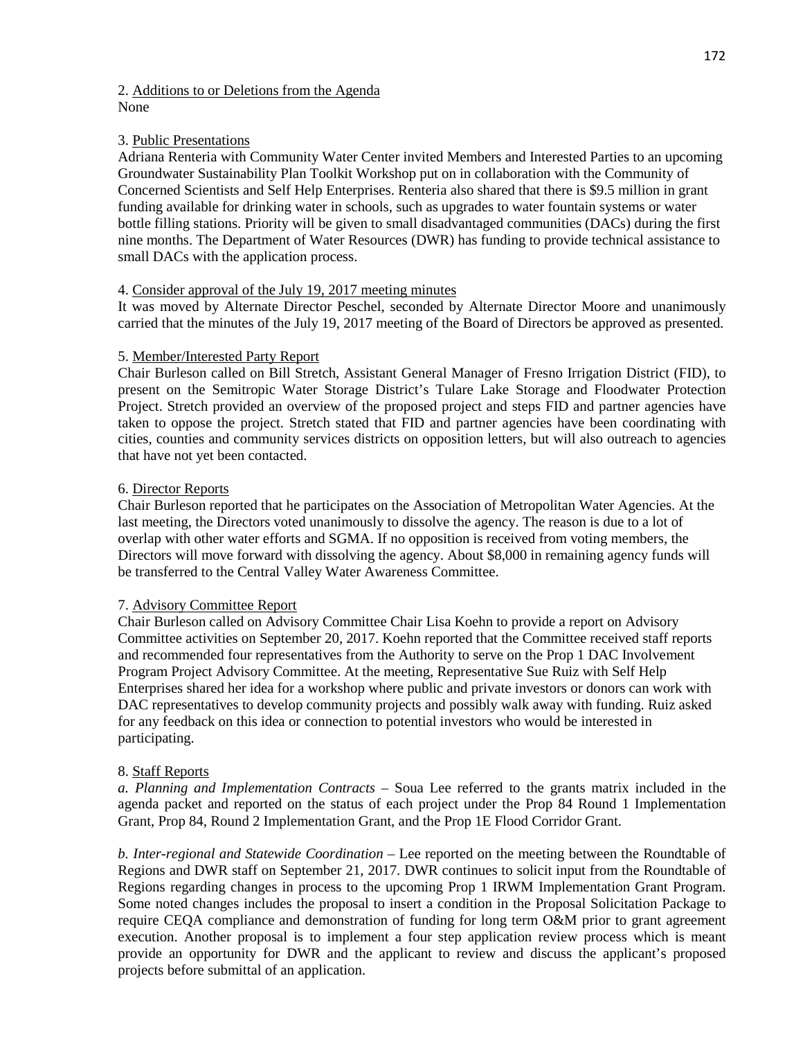2. Additions to or Deletions from the Agenda
None

3. Public Presentations
Adriana Renteria with Community Water Center invited Members and Interested Parties to an upcoming Groundwater Sustainability Plan Toolkit Workshop put on in collaboration with the Community of Concerned Scientists and Self Help Enterprises. Renteria also shared that there is $9.5 million in grant funding available for drinking water in schools, such as upgrades to water fountain systems or water bottle filling stations. Priority will be given to small disadvantaged communities (DACs) during the first nine months. The Department of Water Resources (DWR) has funding to provide technical assistance to small DACs with the application process.

4. Consider approval of the July 19, 2017 meeting minutes
It was moved by Alternate Director Peschel, seconded by Alternate Director Moore and unanimously carried that the minutes of the July 19, 2017 meeting of the Board of Directors be approved as presented.

5. Member/Interested Party Report
Chair Burleson called on Bill Stretch, Assistant General Manager of Fresno Irrigation District (FID), to present on the Semitropic Water Storage District's Tulare Lake Storage and Floodwater Protection Project. Stretch provided an overview of the proposed project and steps FID and partner agencies have taken to oppose the project. Stretch stated that FID and partner agencies have been coordinating with cities, counties and community services districts on opposition letters, but will also outreach to agencies that have not yet been contacted.

6. Director Reports
Chair Burleson reported that he participates on the Association of Metropolitan Water Agencies. At the last meeting, the Directors voted unanimously to dissolve the agency. The reason is due to a lot of overlap with other water efforts and SGMA. If no opposition is received from voting members, the Directors will move forward with dissolving the agency. About $8,000 in remaining agency funds will be transferred to the Central Valley Water Awareness Committee.

7. Advisory Committee Report
Chair Burleson called on Advisory Committee Chair Lisa Koehn to provide a report on Advisory Committee activities on September 20, 2017. Koehn reported that the Committee received staff reports and recommended four representatives from the Authority to serve on the Prop 1 DAC Involvement Program Project Advisory Committee. At the meeting, Representative Sue Ruiz with Self Help Enterprises shared her idea for a workshop where public and private investors or donors can work with DAC representatives to develop community projects and possibly walk away with funding. Ruiz asked for any feedback on this idea or connection to potential investors who would be interested in participating.

8. Staff Reports
*a. Planning and Implementation Contracts* – Soua Lee referred to the grants matrix included in the agenda packet and reported on the status of each project under the Prop 84 Round 1 Implementation Grant, Prop 84, Round 2 Implementation Grant, and the Prop 1E Flood Corridor Grant.

*b. Inter-regional and Statewide Coordination* – Lee reported on the meeting between the Roundtable of Regions and DWR staff on September 21, 2017. DWR continues to solicit input from the Roundtable of Regions regarding changes in process to the upcoming Prop 1 IRWM Implementation Grant Program. Some noted changes includes the proposal to insert a condition in the Proposal Solicitation Package to require CEQA compliance and demonstration of funding for long term O&M prior to grant agreement execution. Another proposal is to implement a four step application review process which is meant provide an opportunity for DWR and the applicant to review and discuss the applicant's proposed projects before submittal of an application.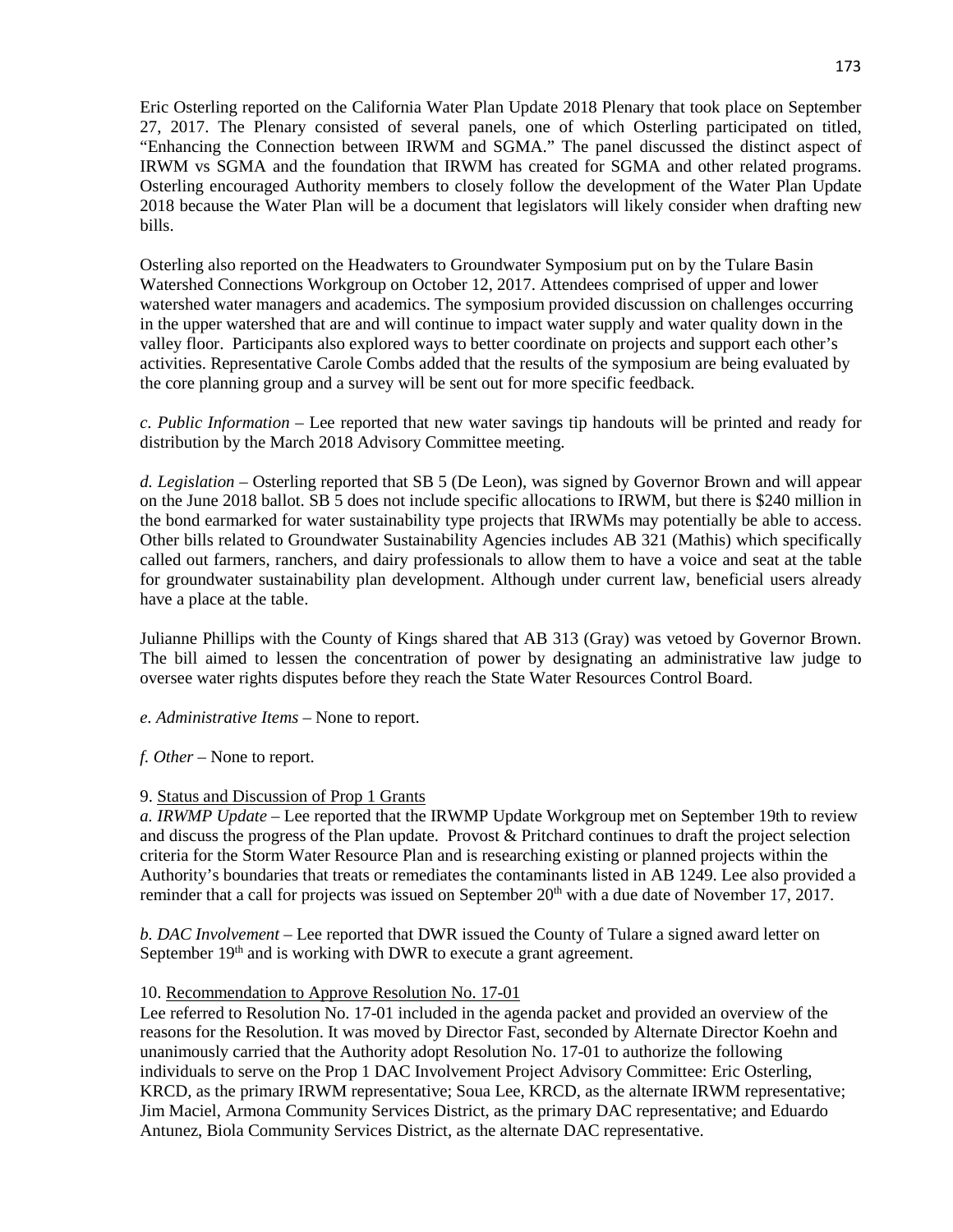Eric Osterling reported on the California Water Plan Update 2018 Plenary that took place on September 27, 2017. The Plenary consisted of several panels, one of which Osterling participated on titled, "Enhancing the Connection between IRWM and SGMA." The panel discussed the distinct aspect of IRWM vs SGMA and the foundation that IRWM has created for SGMA and other related programs. Osterling encouraged Authority members to closely follow the development of the Water Plan Update 2018 because the Water Plan will be a document that legislators will likely consider when drafting new bills.

Osterling also reported on the Headwaters to Groundwater Symposium put on by the Tulare Basin Watershed Connections Workgroup on October 12, 2017. Attendees comprised of upper and lower watershed water managers and academics. The symposium provided discussion on challenges occurring in the upper watershed that are and will continue to impact water supply and water quality down in the valley floor. Participants also explored ways to better coordinate on projects and support each other's activities. Representative Carole Combs added that the results of the symposium are being evaluated by the core planning group and a survey will be sent out for more specific feedback.

*c. Public Information* – Lee reported that new water savings tip handouts will be printed and ready for distribution by the March 2018 Advisory Committee meeting.

*d. Legislation* – Osterling reported that SB 5 (De Leon), was signed by Governor Brown and will appear on the June 2018 ballot. SB 5 does not include specific allocations to IRWM, but there is $240 million in the bond earmarked for water sustainability type projects that IRWMs may potentially be able to access. Other bills related to Groundwater Sustainability Agencies includes AB 321 (Mathis) which specifically called out farmers, ranchers, and dairy professionals to allow them to have a voice and seat at the table for groundwater sustainability plan development. Although under current law, beneficial users already have a place at the table.

Julianne Phillips with the County of Kings shared that AB 313 (Gray) was vetoed by Governor Brown. The bill aimed to lessen the concentration of power by designating an administrative law judge to oversee water rights disputes before they reach the State Water Resources Control Board.

*e. Administrative Items* – None to report.

*f. Other* – None to report.

9. Status and Discussion of Prop 1 Grants

*a. IRWMP Update* – Lee reported that the IRWMP Update Workgroup met on September 19th to review and discuss the progress of the Plan update. Provost & Pritchard continues to draft the project selection criteria for the Storm Water Resource Plan and is researching existing or planned projects within the Authority's boundaries that treats or remediates the contaminants listed in AB 1249. Lee also provided a reminder that a call for projects was issued on September 20th with a due date of November 17, 2017.

*b. DAC Involvement* – Lee reported that DWR issued the County of Tulare a signed award letter on September 19th and is working with DWR to execute a grant agreement.

10. Recommendation to Approve Resolution No. 17-01

Lee referred to Resolution No. 17-01 included in the agenda packet and provided an overview of the reasons for the Resolution. It was moved by Director Fast, seconded by Alternate Director Koehn and unanimously carried that the Authority adopt Resolution No. 17-01 to authorize the following individuals to serve on the Prop 1 DAC Involvement Project Advisory Committee: Eric Osterling, KRCD, as the primary IRWM representative; Soua Lee, KRCD, as the alternate IRWM representative; Jim Maciel, Armona Community Services District, as the primary DAC representative; and Eduardo Antunez, Biola Community Services District, as the alternate DAC representative.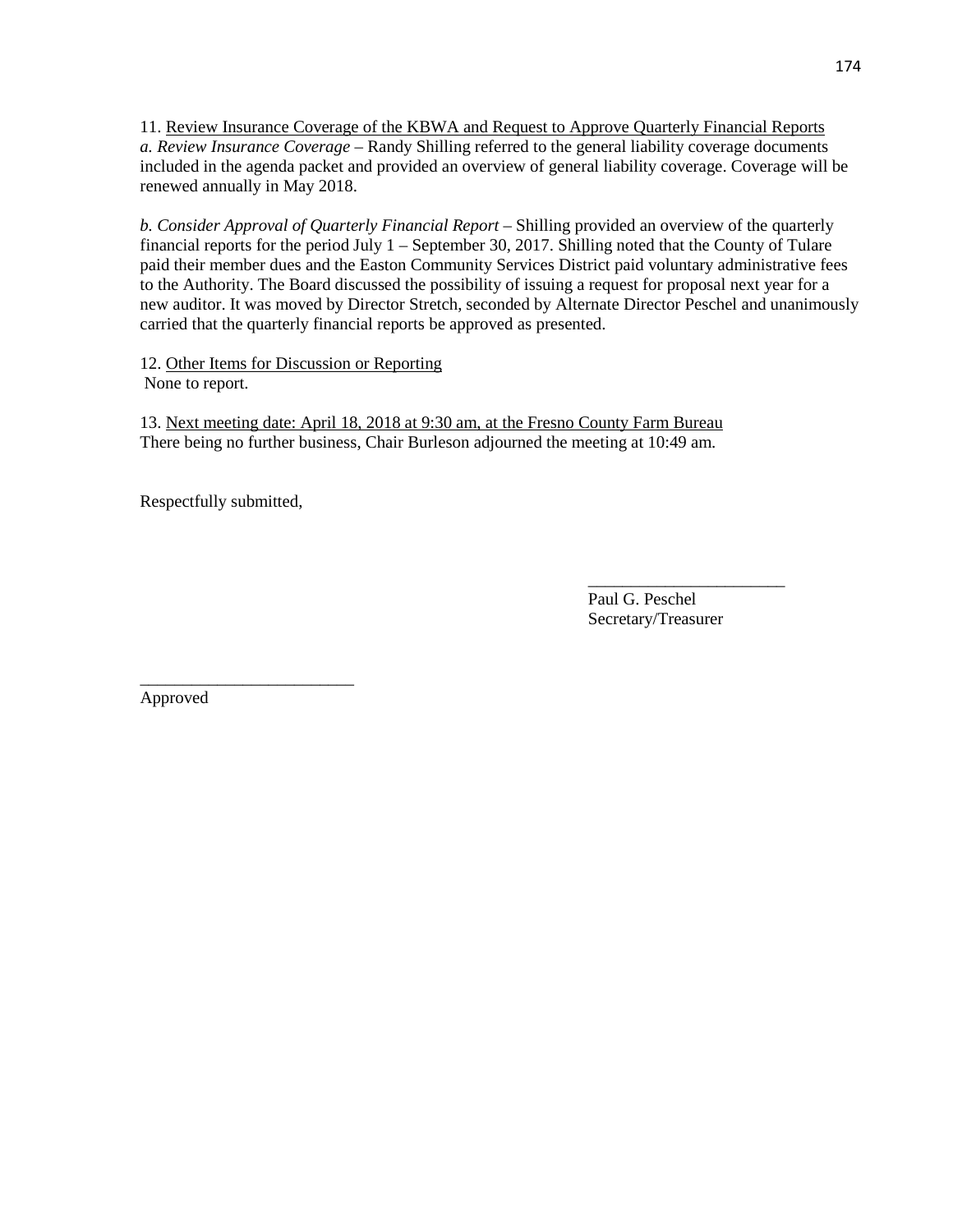11. Review Insurance Coverage of the KBWA and Request to Approve Quarterly Financial Reports

*a. Review Insurance Coverage* – Randy Shilling referred to the general liability coverage documents included in the agenda packet and provided an overview of general liability coverage. Coverage will be renewed annually in May 2018.

*b. Consider Approval of Quarterly Financial Report* – Shilling provided an overview of the quarterly financial reports for the period July 1 – September 30, 2017. Shilling noted that the County of Tulare paid their member dues and the Easton Community Services District paid voluntary administrative fees to the Authority. The Board discussed the possibility of issuing a request for proposal next year for a new auditor. It was moved by Director Stretch, seconded by Alternate Director Peschel and unanimously carried that the quarterly financial reports be approved as presented.

12. Other Items for Discussion or Reporting

None to report.

13. Next meeting date: April 18, 2018 at 9:30 am, at the Fresno County Farm Bureau

There being no further business, Chair Burleson adjourned the meeting at 10:49 am.

Respectfully submitted,

_______________________

Paul G. Peschel
Secretary/Treasurer

_________________________

Approved